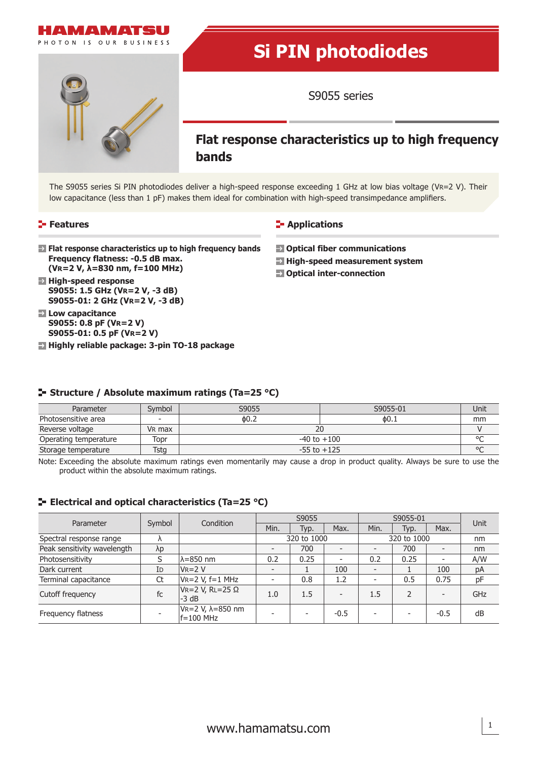# Si PIN photodiodes

## S9055 series

## Flat response characteristics up to high frequency bands

The S9055 series Si PIN photodiodes deliver a high-speed response exceeding 1 GHz at low bias voltage ($V_R$=2 V). Their low capacitance (less than 1 pF) makes them ideal for combination with high-speed transimpedance amplifiers.

### Features

- **Flat response characteristics up to high frequency bands**
  **Frequency flatness: -0.5 dB max.**
  **($V_R$=2 V, λ=830 nm, f=100 MHz)**
- **High-speed response**
  **S9055: 1.5 GHz ($V_R$=2 V, -3 dB)**
  **S9055-01: 2 GHz ($V_R$=2 V, -3 dB)**
- **Low capacitance**
  **S9055: 0.8 pF ($V_R$=2 V)**
  **S9055-01: 0.5 pF ($V_R$=2 V)**
- **Highly reliable package: 3-pin TO-18 package**

### Applications

- **Optical fiber communications**
- **High-speed measurement system**
- **Optical inter-connection**

### Structure / Absolute maximum ratings (Ta=25 °C)

| Parameter | Symbol | S9055 | S9055-01 | Unit |
|---|---|---|---|---|
| Photosensitive area | - | ϕ0.2 | ϕ0.1 | mm |
| Reverse voltage | $V_R$ max | 20 | | V |
| Operating temperature | Topr | -40 to +100 | | °C |
| Storage temperature | Tstg | -55 to +125 | | °C |

Note: Exceeding the absolute maximum ratings even momentarily may cause a drop in product quality. Always be sure to use the product within the absolute maximum ratings.

### Electrical and optical characteristics (Ta=25 °C)

| Parameter | Symbol | Condition | S9055 | | | S9055-01 | | | Unit |
|---|---|---|---|---|---|---|---|---|---|
| | | | Min. | Typ. | Max. | Min. | Typ. | Max. | |
| Spectral response range | λ | | 320 to 1000 | | | 320 to 1000 | | | nm |
| Peak sensitivity wavelength | λp | | - | 700 | - | - | 700 | - | nm |
| Photosensitivity | S | λ=850 nm | 0.2 | 0.25 | - | 0.2 | 0.25 | - | A/W |
| Dark current | $I_D$ | $V_R$=2 V | - | 1 | 100 | - | 1 | 100 | pA |
| Terminal capacitance | Ct | $V_R$=2 V, f=1 MHz | - | 0.8 | 1.2 | - | 0.5 | 0.75 | pF |
| Cutoff frequency | fc | $V_R$=2 V, $R_L$=25 Ω -3 dB | 1.0 | 1.5 | - | 1.5 | 2 | - | GHz |
| Frequency flatness | - | $V_R$=2 V, λ=850 nm f=100 MHz | - | - | -0.5 | - | - | -0.5 | dB |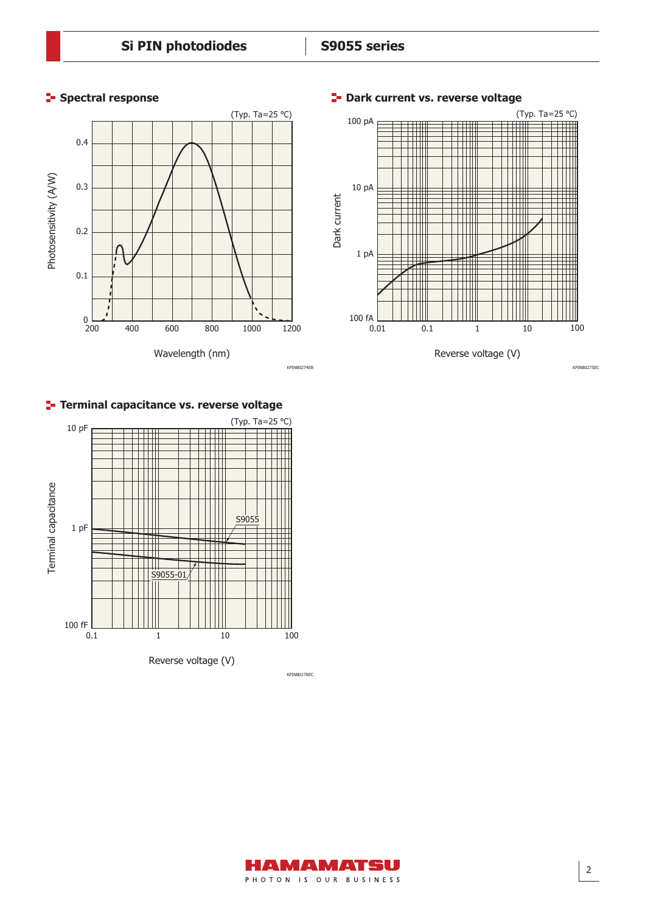## Spectral response

(Typ. Ta=25 °C)

Photosensitivity (A/W)

0.4
0.3
0.2
0.1
0

200 400 600 800 1000 1200

Wavelength (nm)

KPINB0274EB

## Dark current vs. reverse voltage

(Typ. Ta=25 °C)

Dark current

100 pA
10 pA
1 pA
100 fA

0.01 0.1 1 10 100

Reverse voltage (V)

KPINB0275EC

## Terminal capacitance vs. reverse voltage

(Typ. Ta=25 °C)

Terminal capacitance

10 pF
1 pF
100 fF

0.1 1 10 100

Reverse voltage (V)

S9055

S9055-01

KPINB0276EC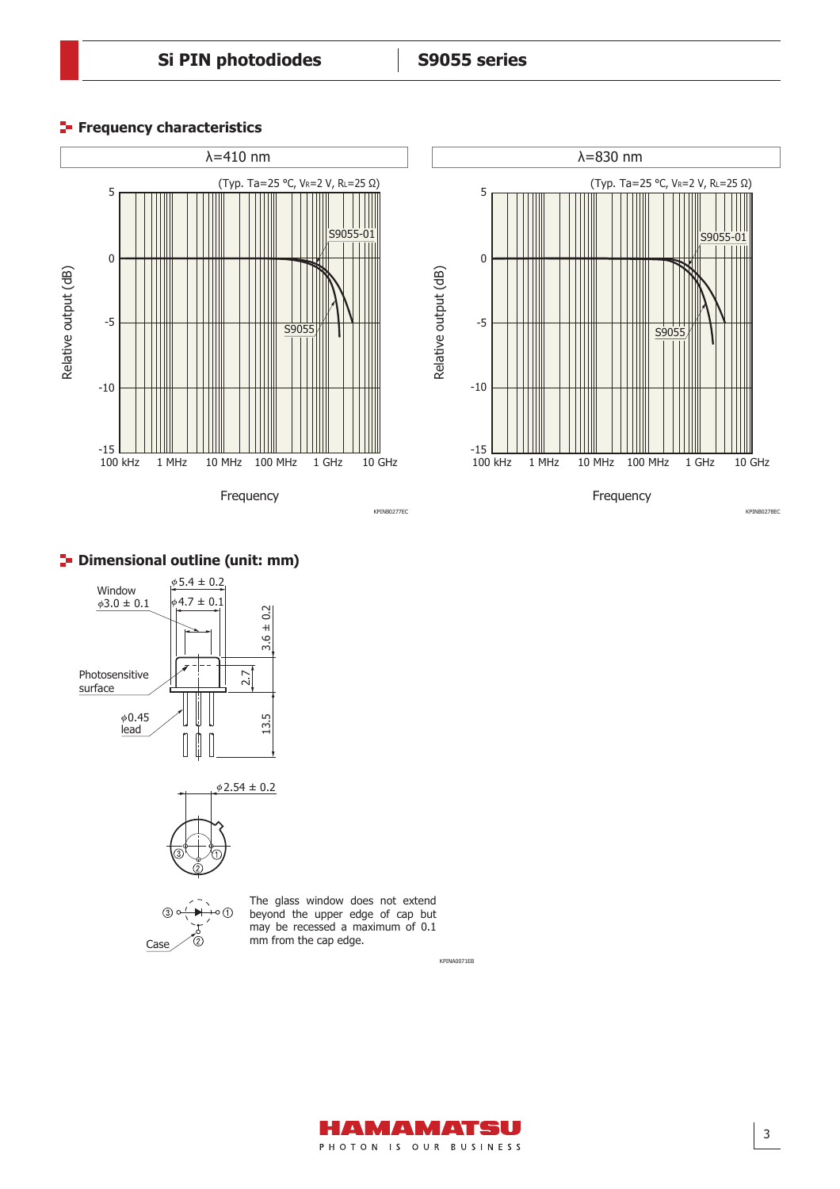## Frequency characteristics

λ=410 nm

(Typ. Ta=25 °C, $V_R$=2 V, $R_L$=25 Ω)

KPINB0277EC

λ=830 nm

(Typ. Ta=25 °C, $V_R$=2 V, $R_L$=25 Ω)

KPINB0278EC

## Dimensional outline (unit: mm)

The glass window does not extend beyond the upper edge of cap but may be recessed a maximum of 0.1 mm from the cap edge.

KPINA0071EB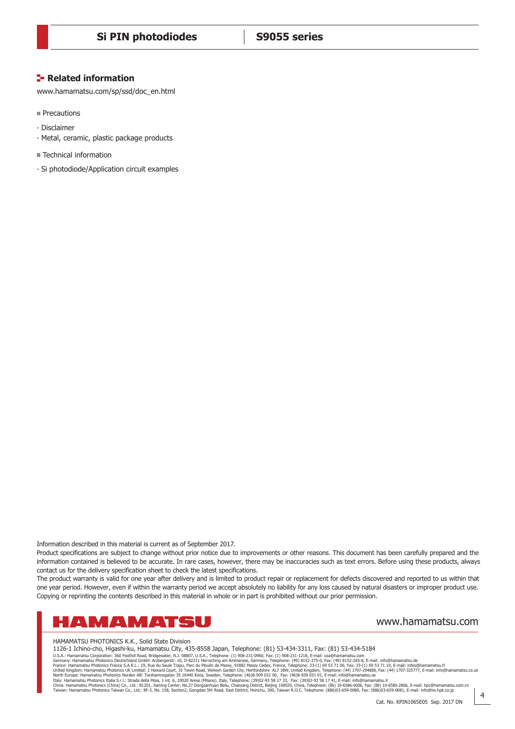## Related information

www.hamamatsu.com/sp/ssd/doc_en.html

- Precautions
  - · Disclaimer
  - · Metal, ceramic, plastic package products
- Technical information
  - · Si photodiode/Application circuit examples

Information described in this material is current as of September 2017.

Product specifications are subject to change without prior notice due to improvements or other reasons. This document has been carefully prepared and the information contained is believed to be accurate. In rare cases, however, there may be inaccuracies such as text errors. Before using these products, always contact us for the delivery specification sheet to check the latest specifications.

The product warranty is valid for one year after delivery and is limited to product repair or replacement for defects discovered and reported to us within that one year period. However, even if within the warranty period we accept absolutely no liability for any loss caused by natural disasters or improper product use. Copying or reprinting the contents described in this material in whole or in part is prohibited without our prior permission.

**HAMAMATSU**

www.hamamatsu.com

HAMAMATSU PHOTONICS K.K., Solid State Division

1126-1 Ichino-cho, Higashi-ku, Hamamatsu City, 435-8558 Japan, Telephone: (81) 53-434-3311, Fax: (81) 53-434-5184

U.S.A.: Hamamatsu Corporation: 360 Foothill Road, Bridgewater, N.J. 08807, U.S.A., Telephone: (1) 908-231-0960, Fax: (1) 908-231-1218, E-mail: usa@hamamatsu.com
Germany: Hamamatsu Photonics Deutschland GmbH: Arzbergerstr. 10, D-82211 Herrsching am Ammersee, Germany, Telephone: (49) 8152-375-0, Fax: (49) 8152-265-8, E-mail: info@hamamatsu.de
France: Hamamatsu Photonics France S.A.R.L.: 19, Rue du Saule Trapu, Parc du Moulin de Massy, 91882 Massy Cedex, France, Telephone: 33-(1) 69 53 71 00, Fax: 33-(1) 69 53 71 10, E-mail: infos@hamamatsu.fr
United Kingdom: Hamamatsu Photonics UK Limited: 2 Howard Court, 10 Tewin Road, Welwyn Garden City, Hertfordshire AL7 1BW, United Kingdom, Telephone: (44) 1707-294888, Fax: (44) 1707-325777, E-mail: info@hamamatsu.co.uk
North Europe: Hamamatsu Photonics Norden AB: Torshamnsgatan 35 16440 Kista, Sweden, Telephone: (46)8-509 031 00, Fax: (46)8-509 031 01, E-mail: info@hamamatsu.se
Italy: Hamamatsu Photonics Italia S.r.l.: Strada della Moia, 1 int. 6, 20020 Arese (Milano), Italy, Telephone: (39)02-93 58 17 33, Fax: (39)02-93 58 17 41, E-mail: info@hamamatsu.it
China: Hamamatsu Photonics (China) Co., Ltd.: B1201, Jiaming Center, No.27 Dongsanhuan Beilu, Chaoyang District, Beijing 100020, China, Telephone: (86) 10-6586-6006, Fax: (86) 10-6586-2866, E-mail: hpc@hamamatsu.com.cn
Taiwan: Hamamatsu Photonics Taiwan Co., Ltd.: 8F-3, No. 158, Section2, Gongdao 5th Road, East District, Hsinchu, 300, Taiwan R.O.C. Telephone: (886)03-659-0080, Fax: (886)03-659-0081, E-mail: info@tw.hpk.co.jp

Cat. No. KPIN1065E05 Sep. 2017 DN